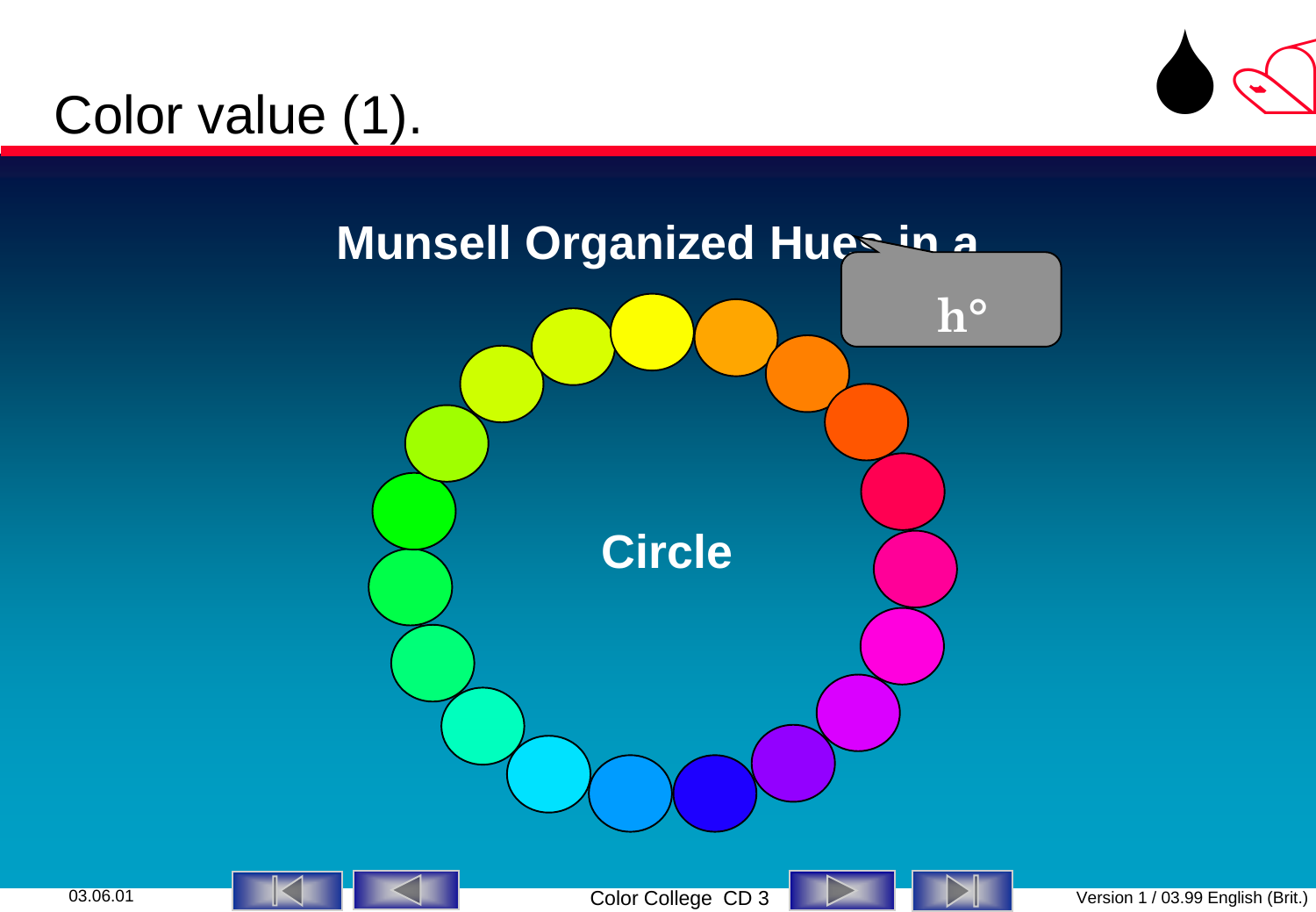# Color value (1).

**Munsell Organized Hues in a**

h°

**Circle**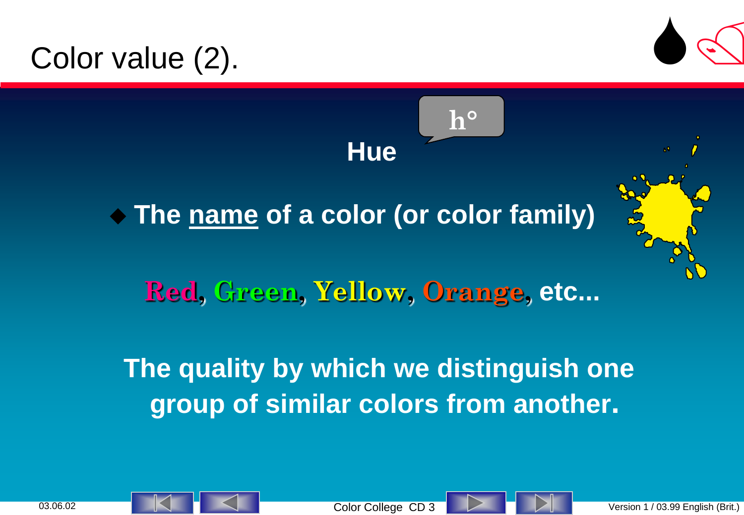# Color value (2).

h°

## Hue

- The <u>name</u> of a color (or color family)

**Red, Green, Yellow, Orange, etc...**

**The quality by which we distinguish one group of similar colors from another.**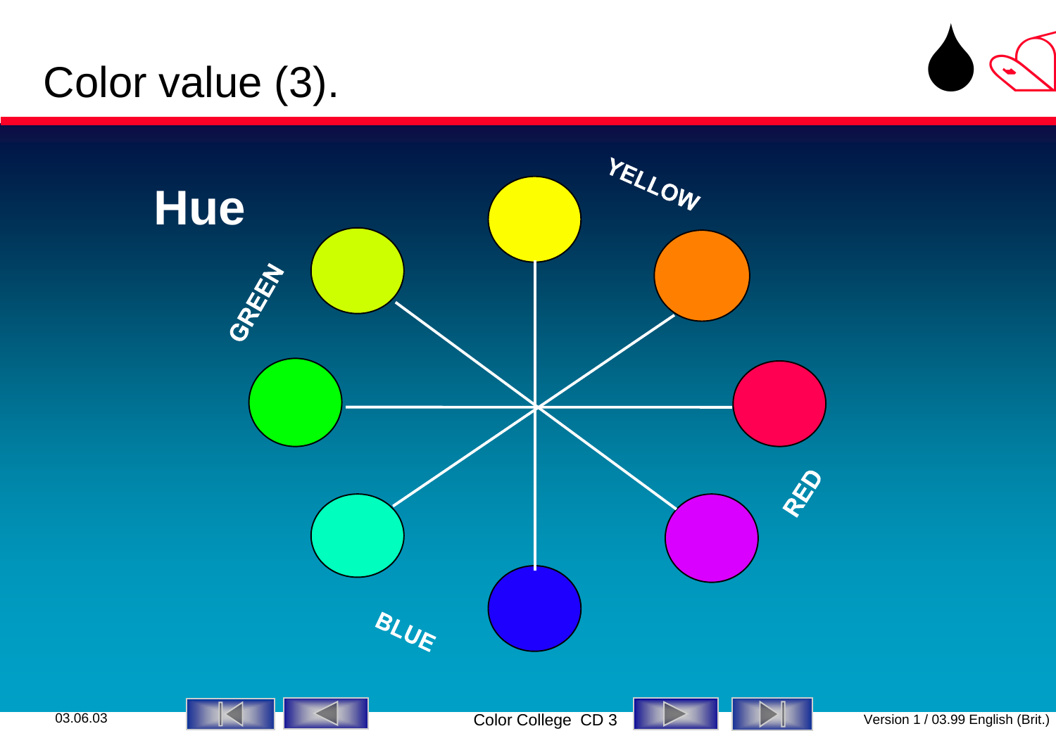# Color value (3).

## Hue

YELLOW

GREEN

RED

BLUE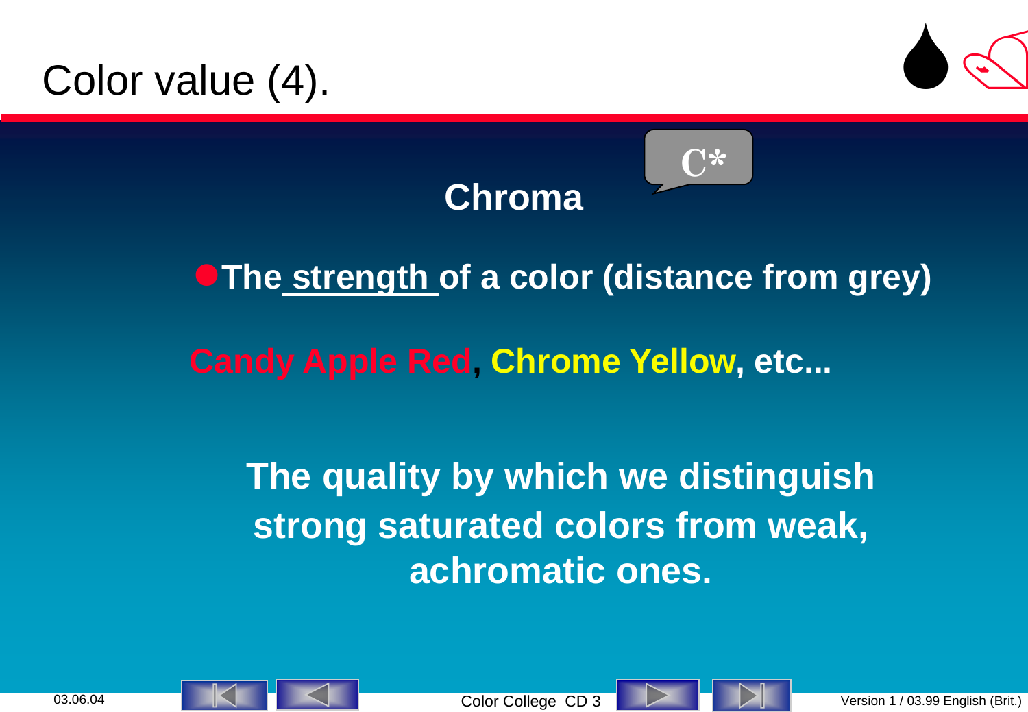# Color value (4).

C*

## Chroma

- **The strength of a color (distance from grey)**

**Candy Apple Red, Chrome Yellow, etc...**

**The quality by which we distinguish strong saturated colors from weak, achromatic ones.**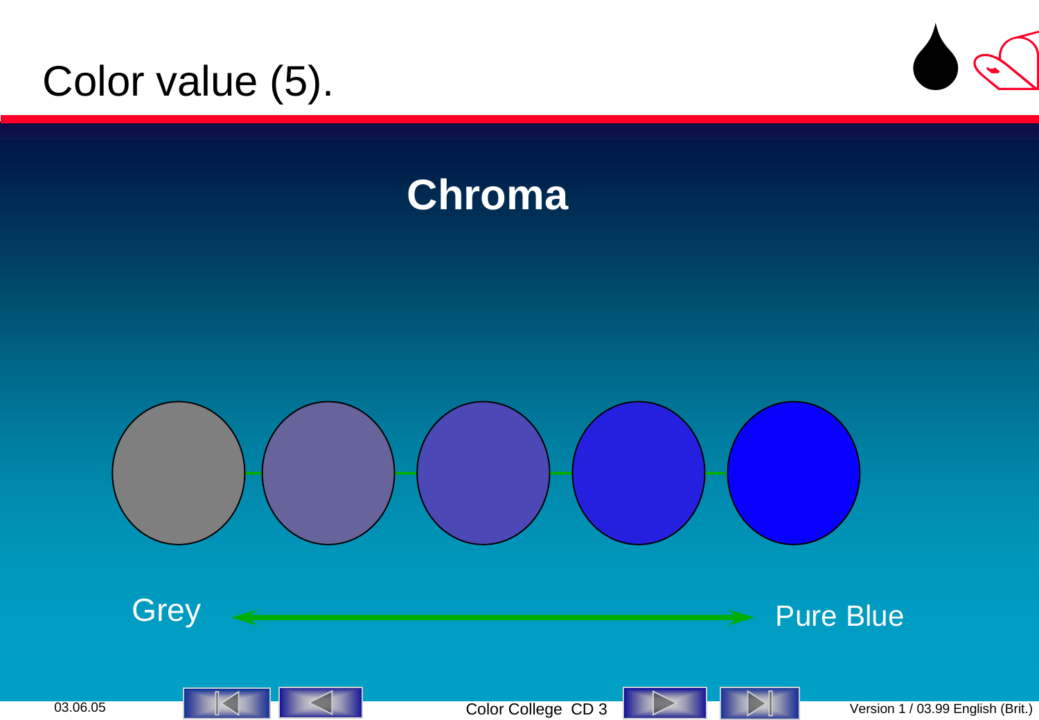# Color value (5).

## Chroma

Grey ⟷ Pure Blue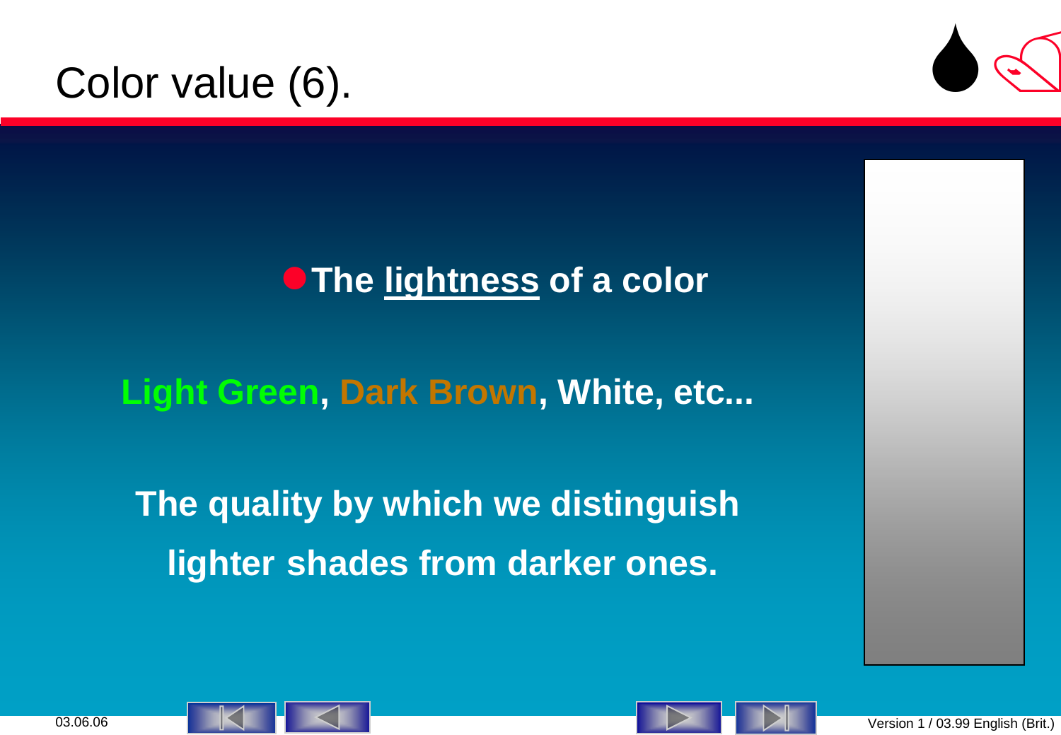# Color value (6).

- **The lightness of a color**

**Light Green, Dark Brown, White, etc...**

**The quality by which we distinguish lighter shades from darker ones.**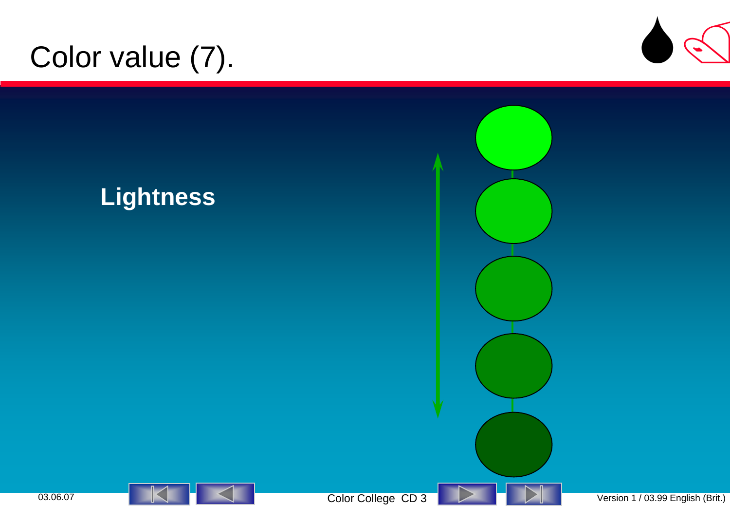# Color value (7).

**Lightness**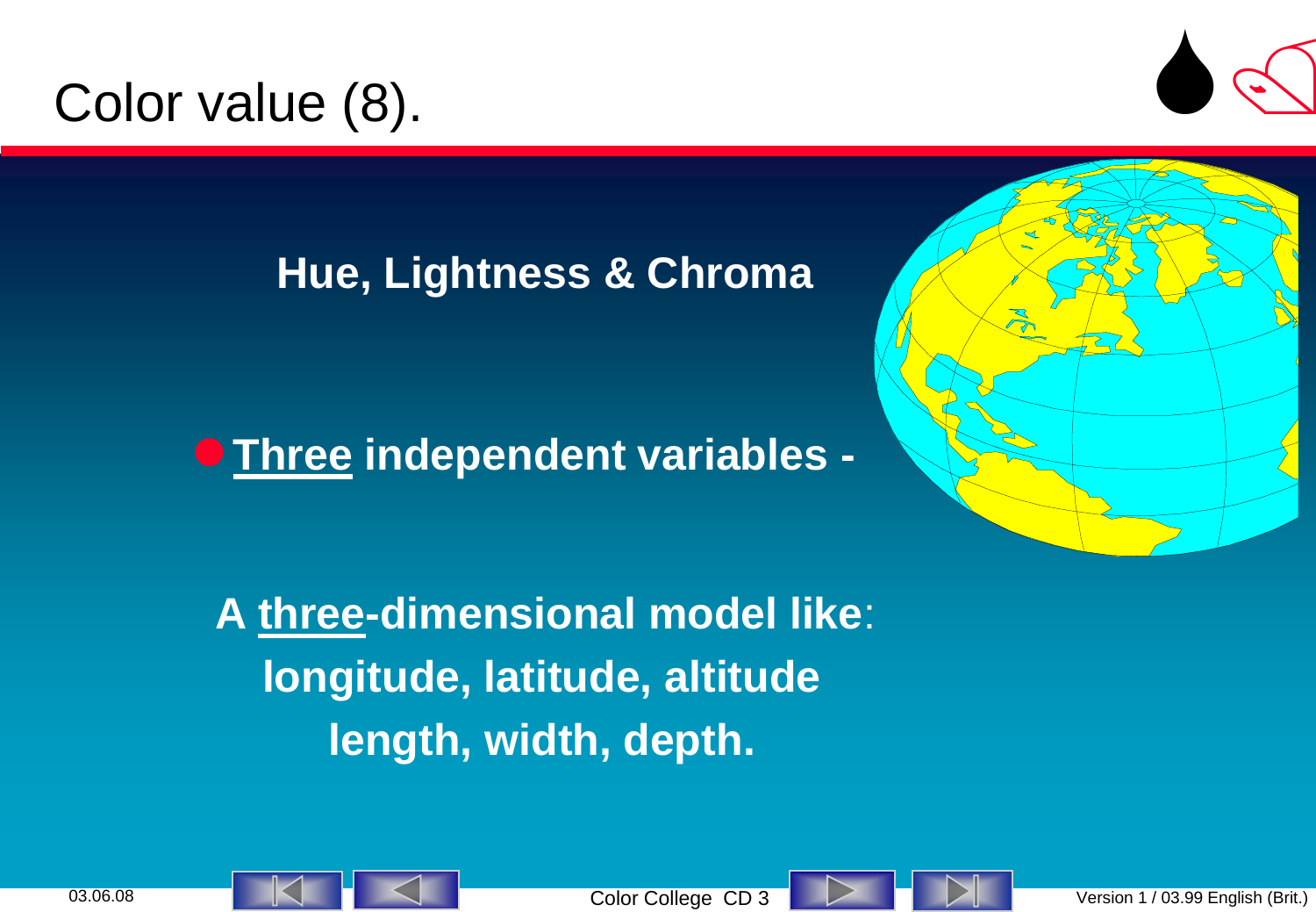# Color value (8).

**Hue, Lightness & Chroma**

- **Three independent variables -**

**A three-dimensional model like:**
**longitude, latitude, altitude**
**length, width, depth.**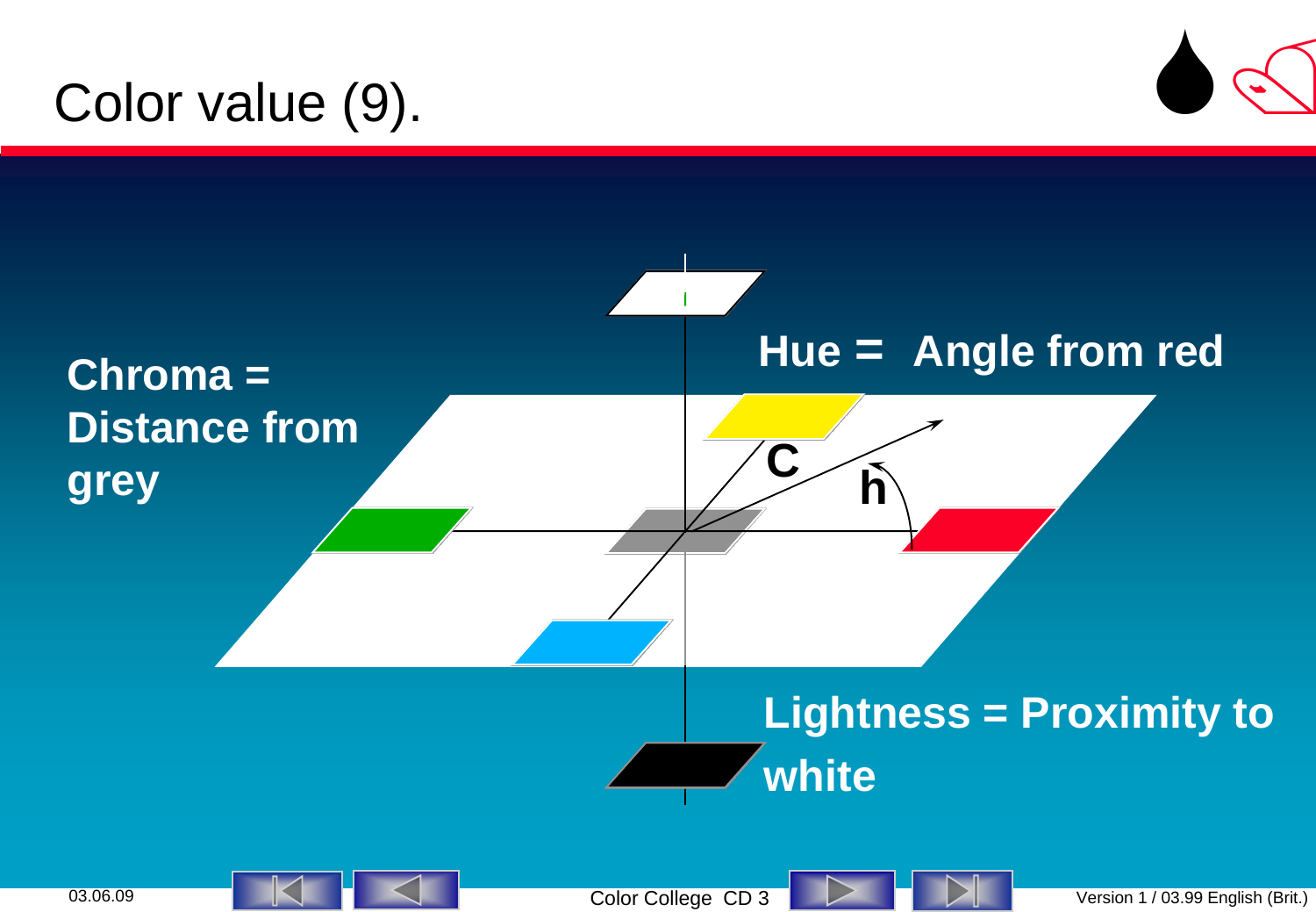# Color value (9).

**Chroma = Distance from grey**

**Hue = Angle from red**

C

h

**Lightness = Proximity to white**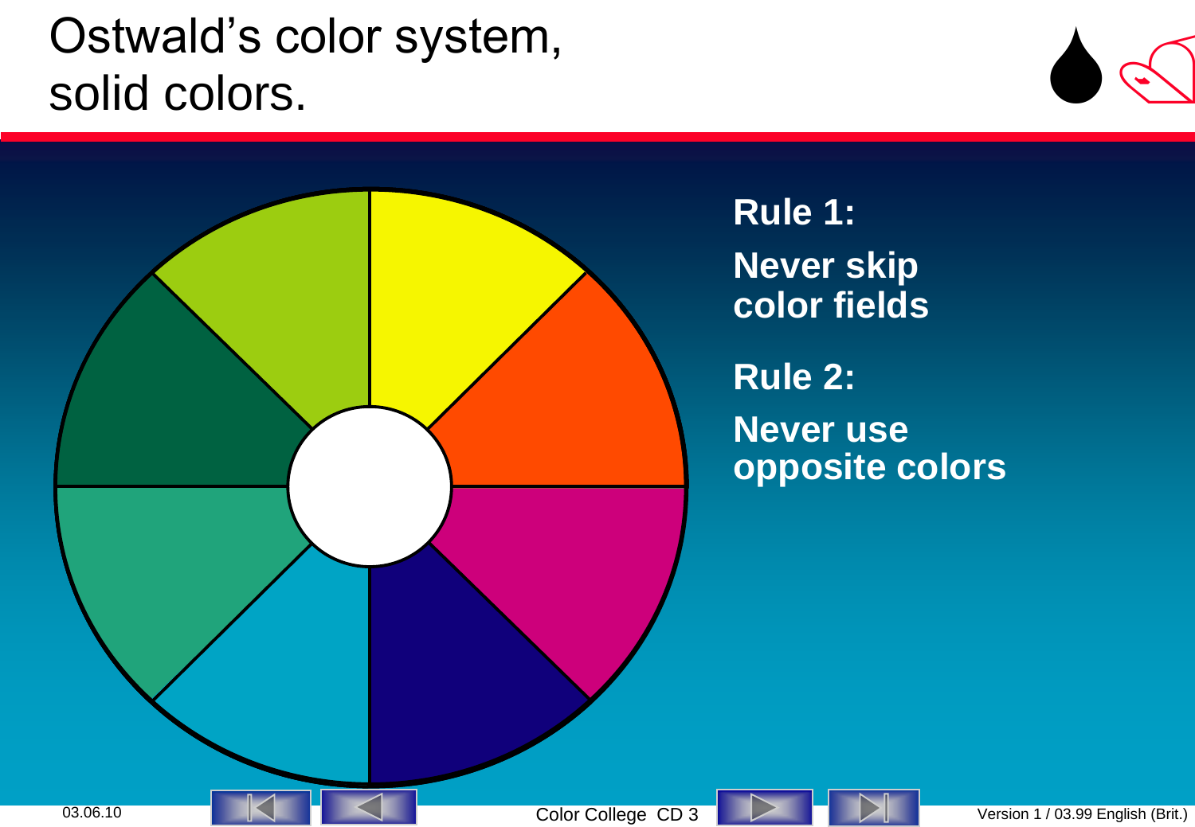# Ostwald's color system, solid colors.

**Rule 1:**

**Never skip color fields**

**Rule 2:**

**Never use opposite colors**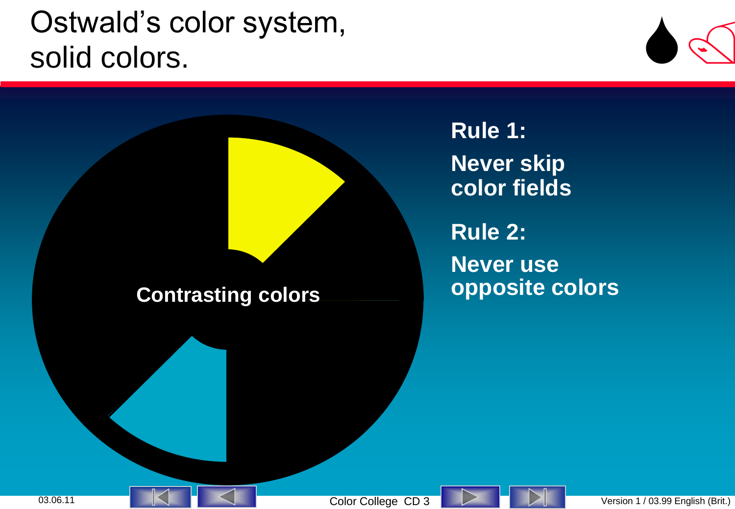# Ostwald's color system, solid colors.

Contrasting colors

**Rule 1:**

**Never skip color fields**

**Rule 2:**

**Never use opposite colors**

03.06.11

Color College CD 3

Version 1 / 03.99 English (Brit.)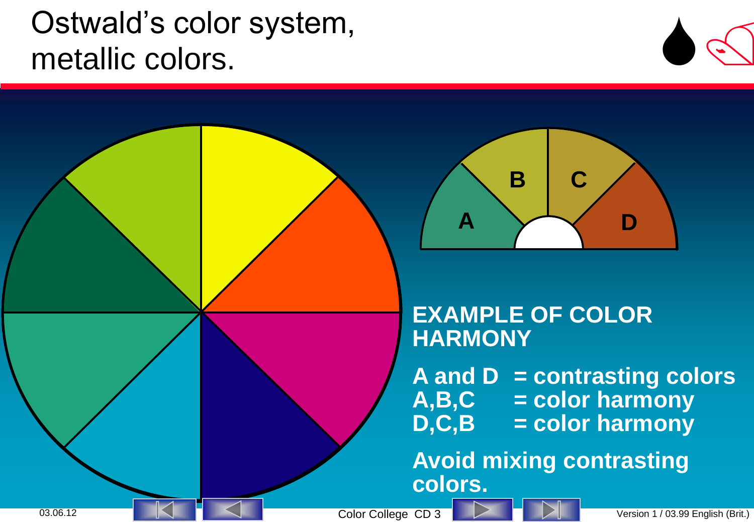# Ostwald's color system, metallic colors.

A B C D

**EXAMPLE OF COLOR HARMONY**

**A and D = contrasting colors**
**A,B,C = color harmony**
**D,C,B = color harmony**

**Avoid mixing contrasting colors.**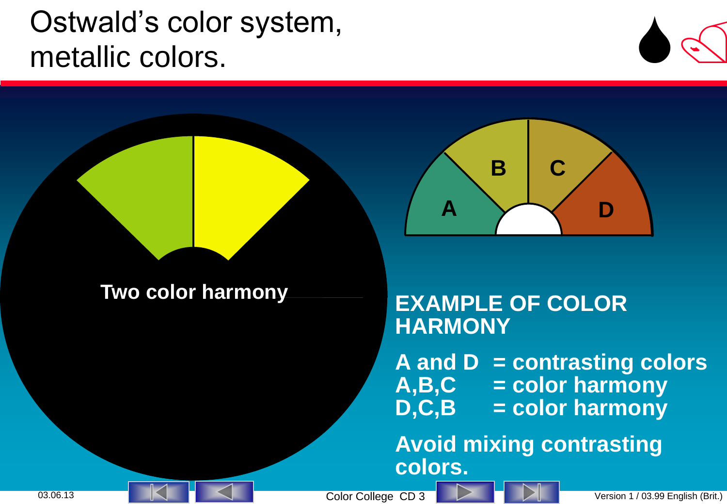# Ostwald's color system, metallic colors.

Two color harmony

A B C D

**EXAMPLE OF COLOR HARMONY**

**A and D = contrasting colors**
**A,B,C = color harmony**
**D,C,B = color harmony**

**Avoid mixing contrasting colors.**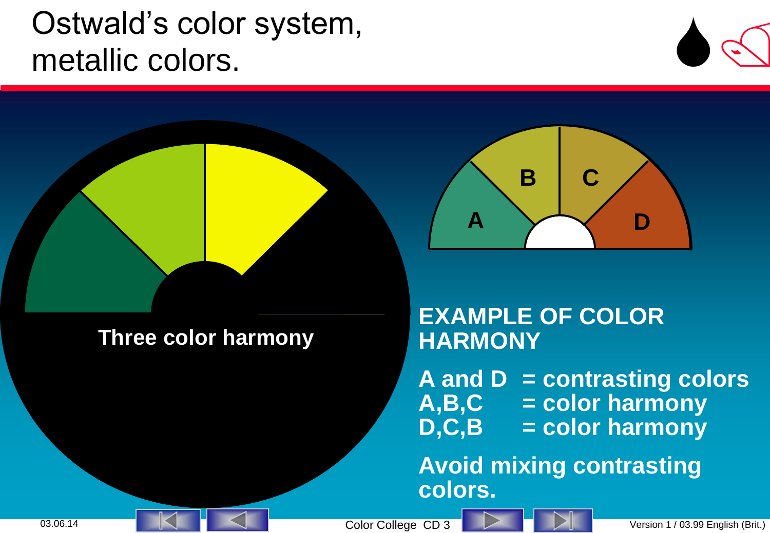# Ostwald's color system, metallic colors.

Three color harmony

A B C D

**EXAMPLE OF COLOR HARMONY**

**A and D = contrasting colors**
**A,B,C = color harmony**
**D,C,B = color harmony**

**Avoid mixing contrasting colors.**

03.06.14 Color College CD 3 Version 1 / 03.99 English (Brit.)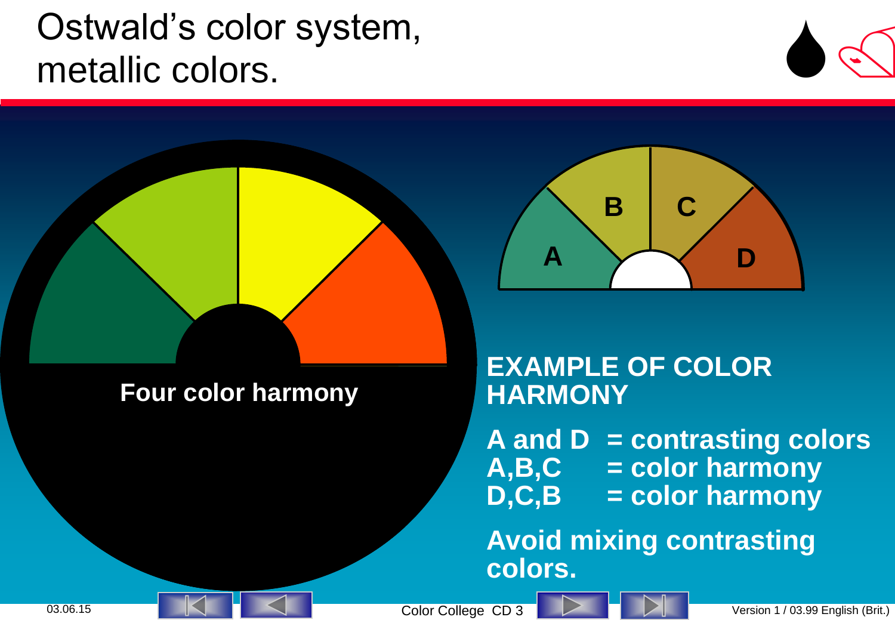# Ostwald's color system, metallic colors.

Four color harmony

A B C D

**EXAMPLE OF COLOR HARMONY**

**A and D = contrasting colors**
**A,B,C = color harmony**
**D,C,B = color harmony**

**Avoid mixing contrasting colors.**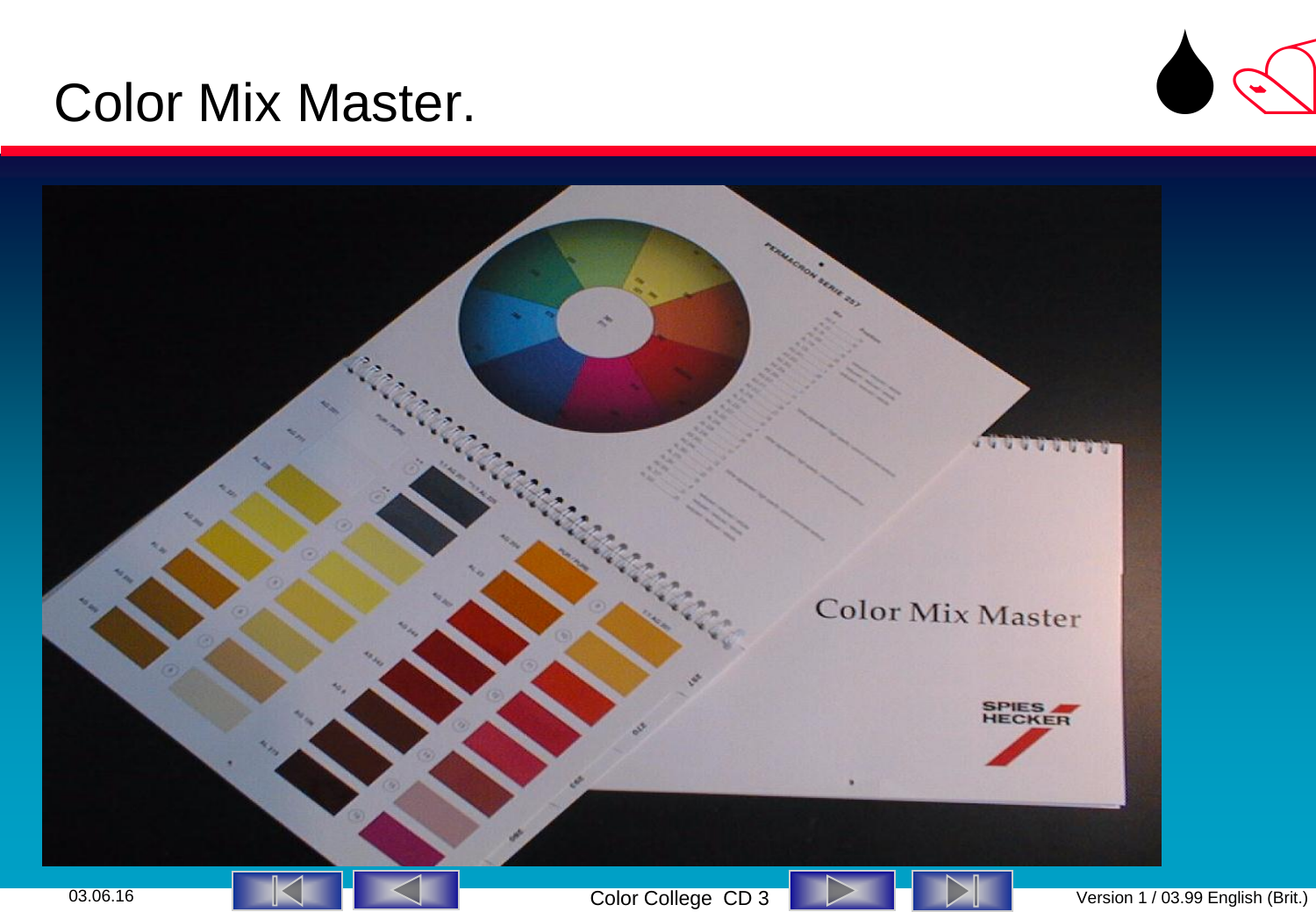# Color Mix Master.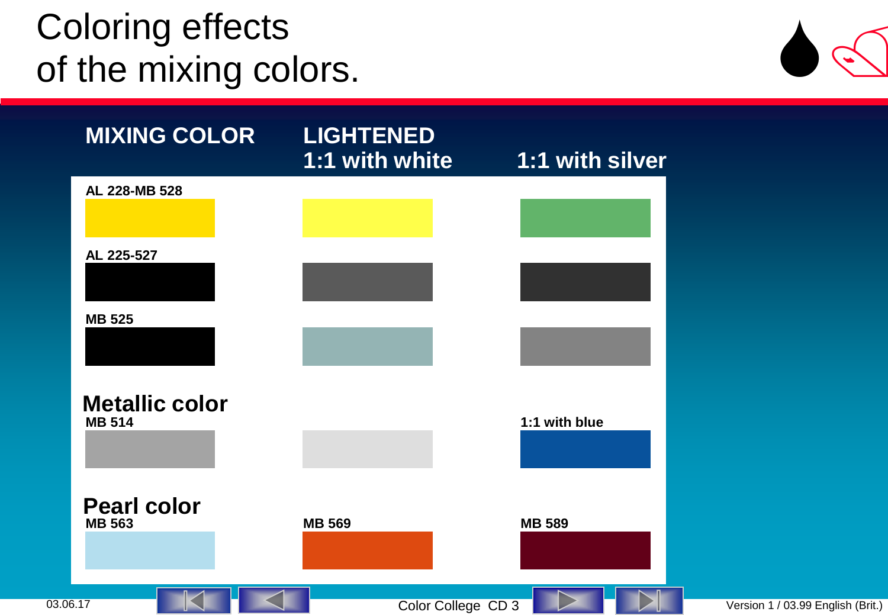# Coloring effects of the mixing colors.

| MIXING COLOR | LIGHTENED 1:1 with white | 1:1 with silver |
|---|---|---|
| AL 228-MB 528 | | |
| AL 225-527 | | |
| MB 525 | | |

## Metallic color

| MIXING COLOR | LIGHTENED 1:1 with white | 1:1 with blue |
|---|---|---|
| MB 514 | | |

## Pearl color

MB 563

MB 569

MB 589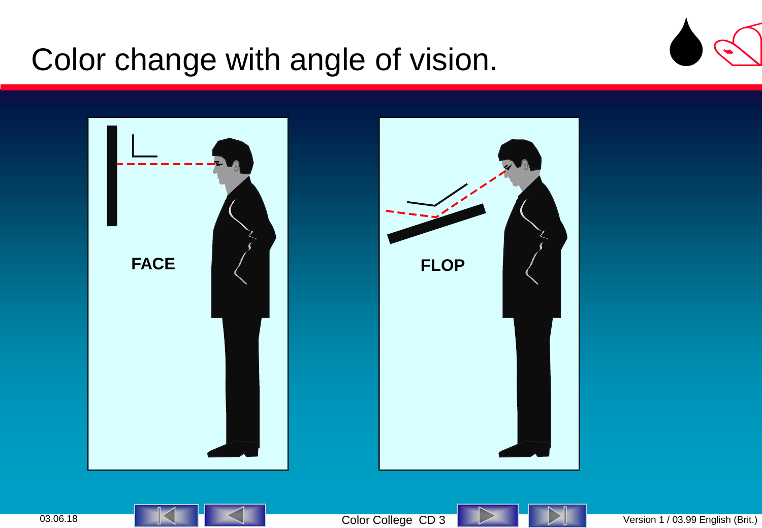# Color change with angle of vision.

FACE

FLOP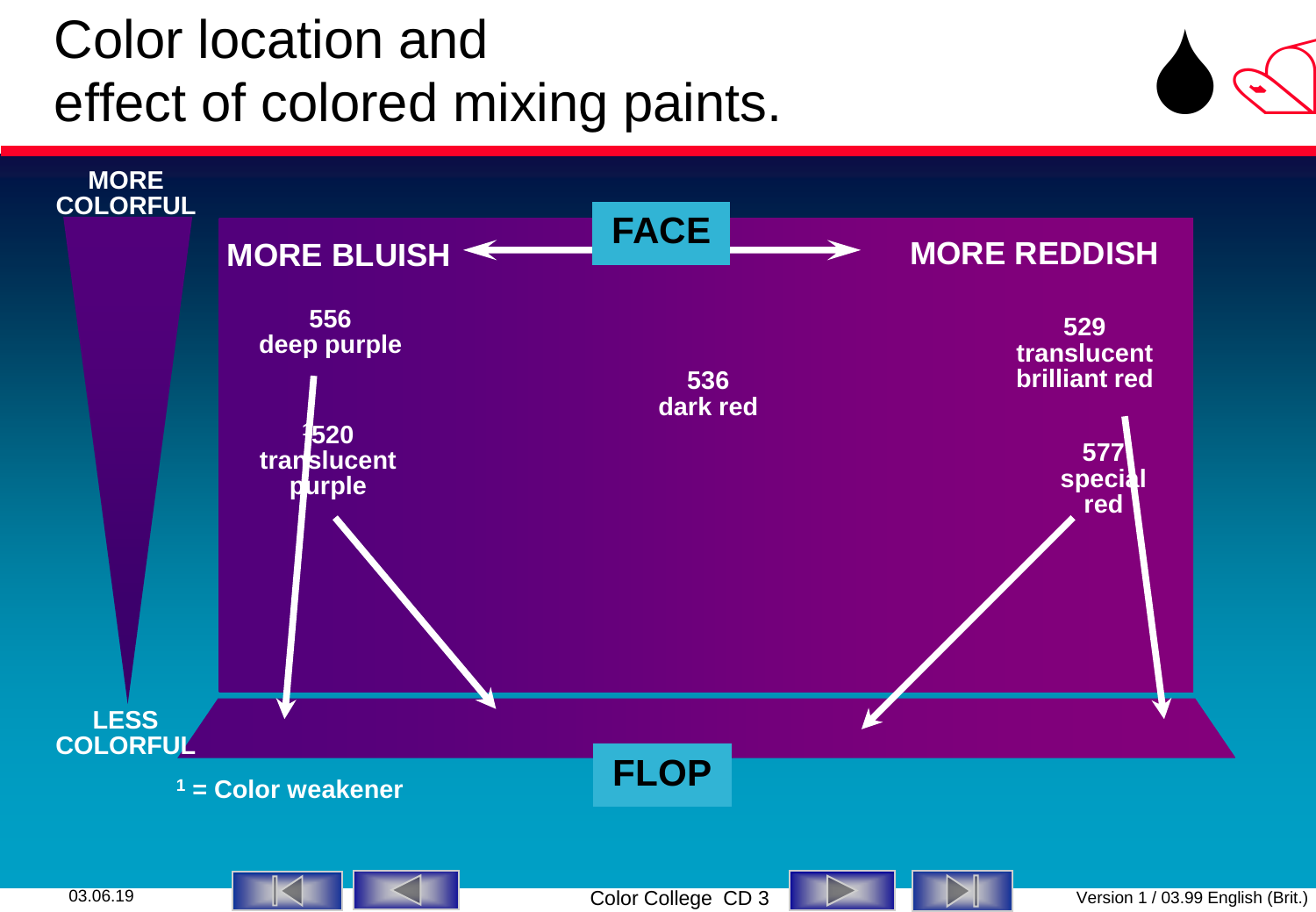# Color location and effect of colored mixing paints.

MORE COLORFUL

LESS COLORFUL

**FACE**

**MORE BLUISH** ← → **MORE REDDISH**

**556**
**deep purple**

**[1]520**
**translucent purple**

**536**
**dark red**

**529**
**translucent brilliant red**

**577**
**special red**

**FLOP**

**[1] = Color weakener**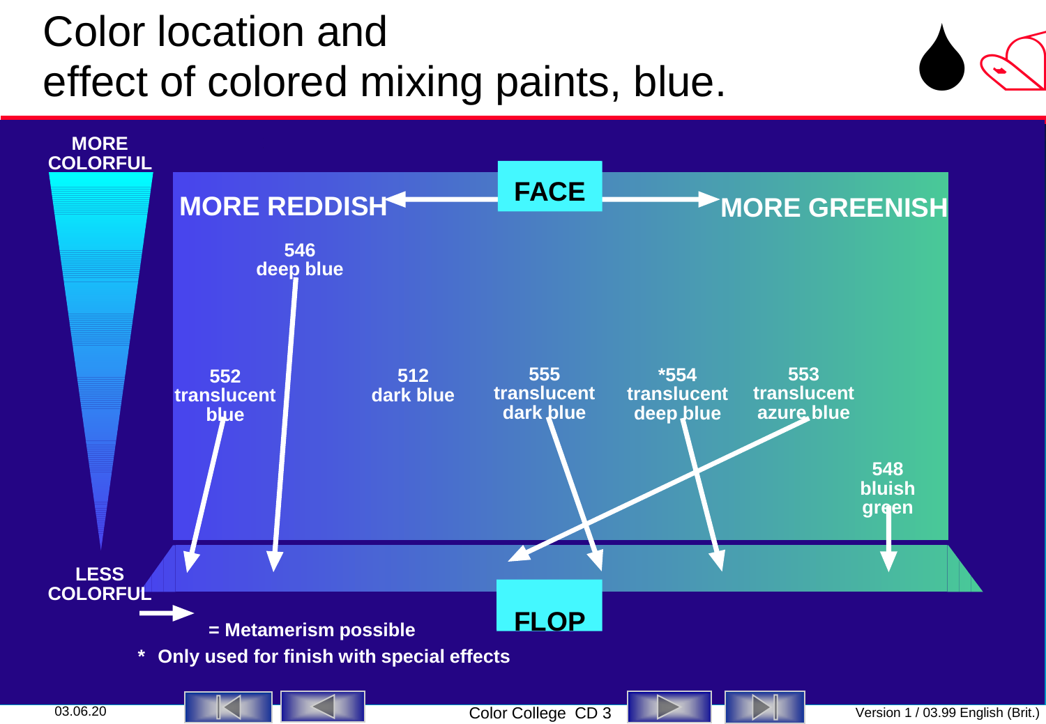# Color location and effect of colored mixing paints, blue.

MORE COLORFUL

LESS COLORFUL

FACE

MORE REDDISH

MORE GREENISH

546 deep blue

552 translucent blue

512 dark blue

555 translucent dark blue

*554 translucent deep blue

553 translucent azure blue

548 bluish green

FLOP

= Metamerism possible

\* Only used for finish with special effects

03.06.20

Color College CD 3

Version 1 / 03.99 English (Brit.)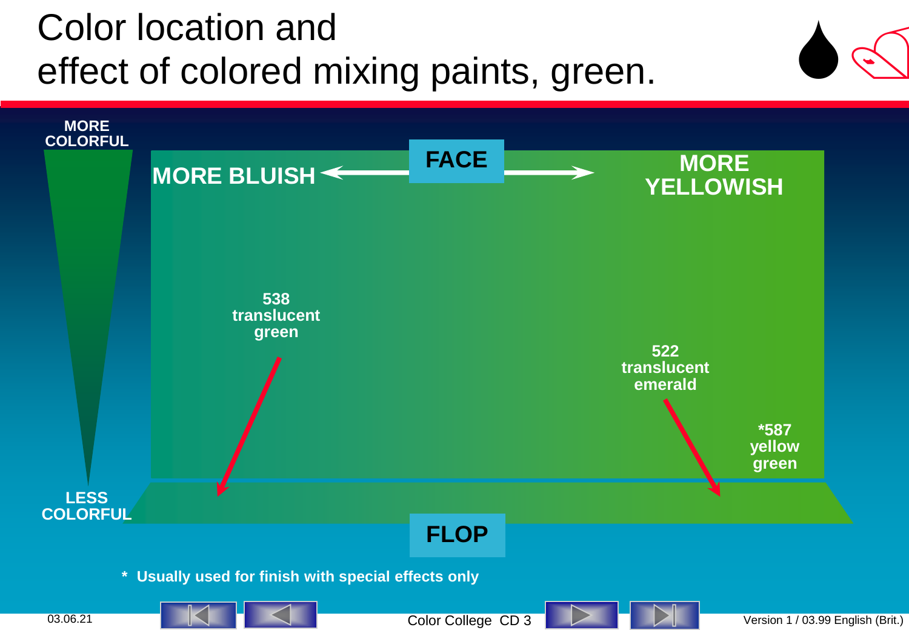# Color location and effect of colored mixing paints, green.

MORE COLORFUL

LESS COLORFUL

MORE BLUISH ← FACE → MORE YELLOWISH

538 translucent green

522 translucent emerald

*587 yellow green

FLOP

\* Usually used for finish with special effects only

03.06.21

Color College CD 3

Version 1 / 03.99 English (Brit.)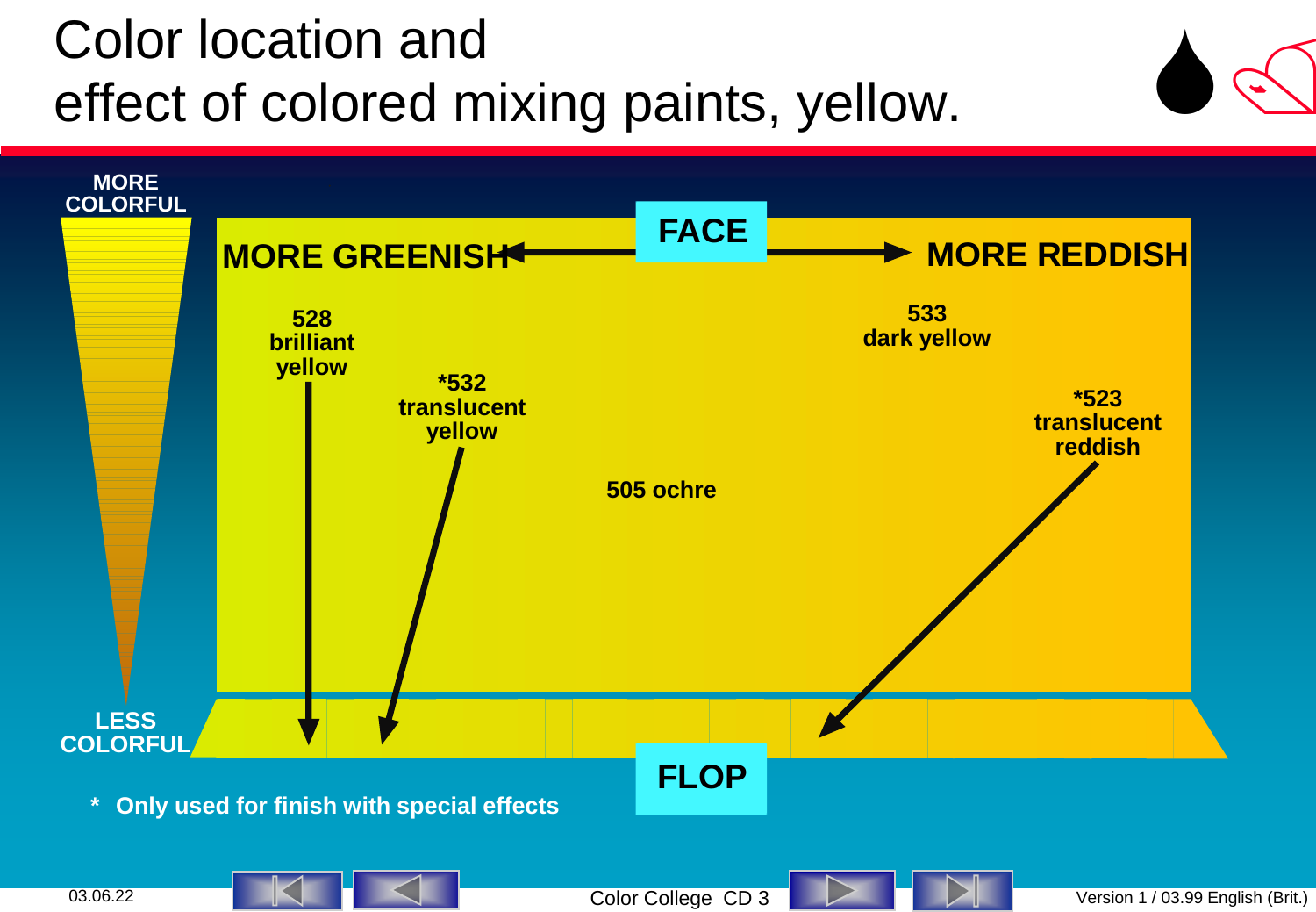# Color location and effect of colored mixing paints, yellow.

MORE COLORFUL

LESS COLORFUL

FACE

MORE GREENISH ← → MORE REDDISH

528 brilliant yellow

*532 translucent yellow

505 ochre

533 dark yellow

*523 translucent reddish

FLOP

\* Only used for finish with special effects

03.06.22

Color College CD 3

Version 1 / 03.99 English (Brit.)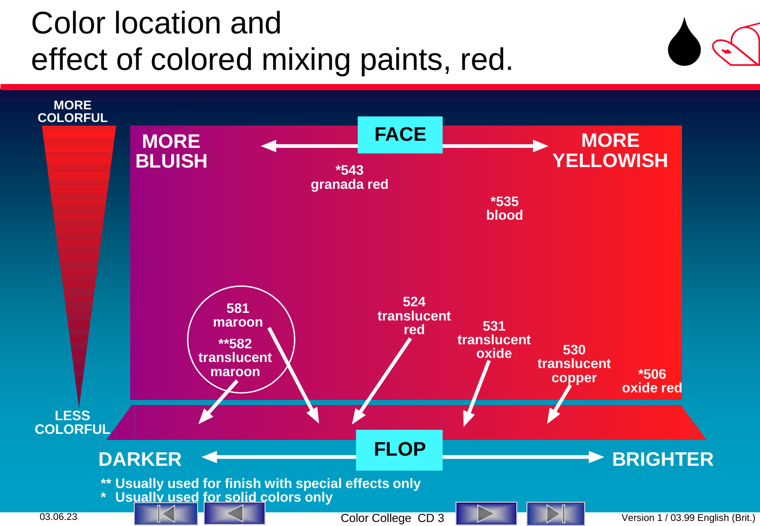# Color location and effect of colored mixing paints, red.

MORE COLORFUL

LESS COLORFUL

**FACE**

MORE BLUISH ← → MORE YELLOWISH

*543 granada red

*535 blood

581 maroon

**582 translucent maroon

524 translucent red

531 translucent oxide

530 translucent copper

*506 oxide red

**FLOP**

DARKER ← → BRIGHTER

** Usually used for finish with special effects only

* Usually used for solid colors only

03.06.23

Color College CD 3

Version 1 / 03.99 English (Brit.)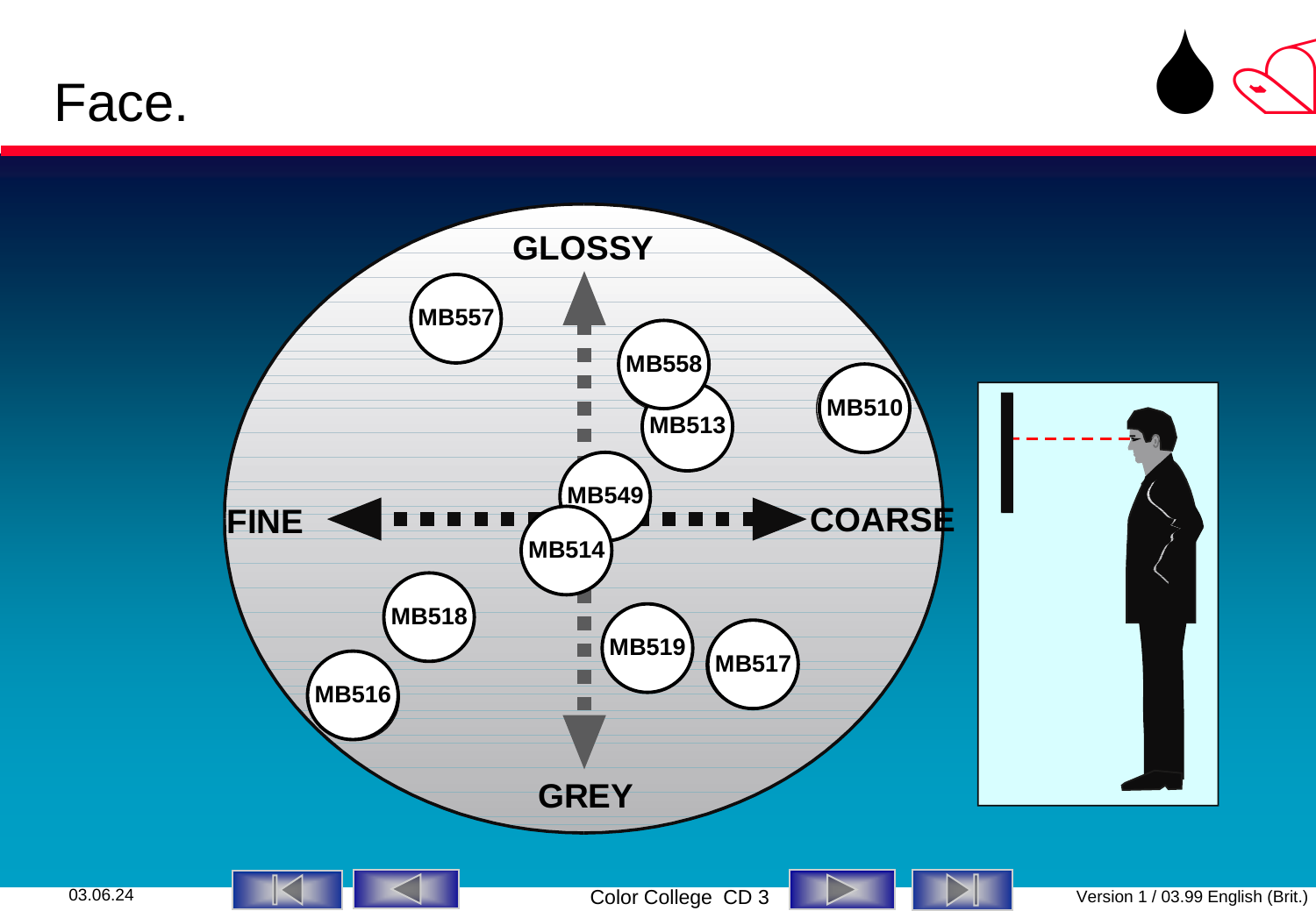# Face.

GLOSSY

MB557

MB558

MB513

MB510

MB549

FINE

COARSE

MB514

MB518

MB519

MB517

MB516

GREY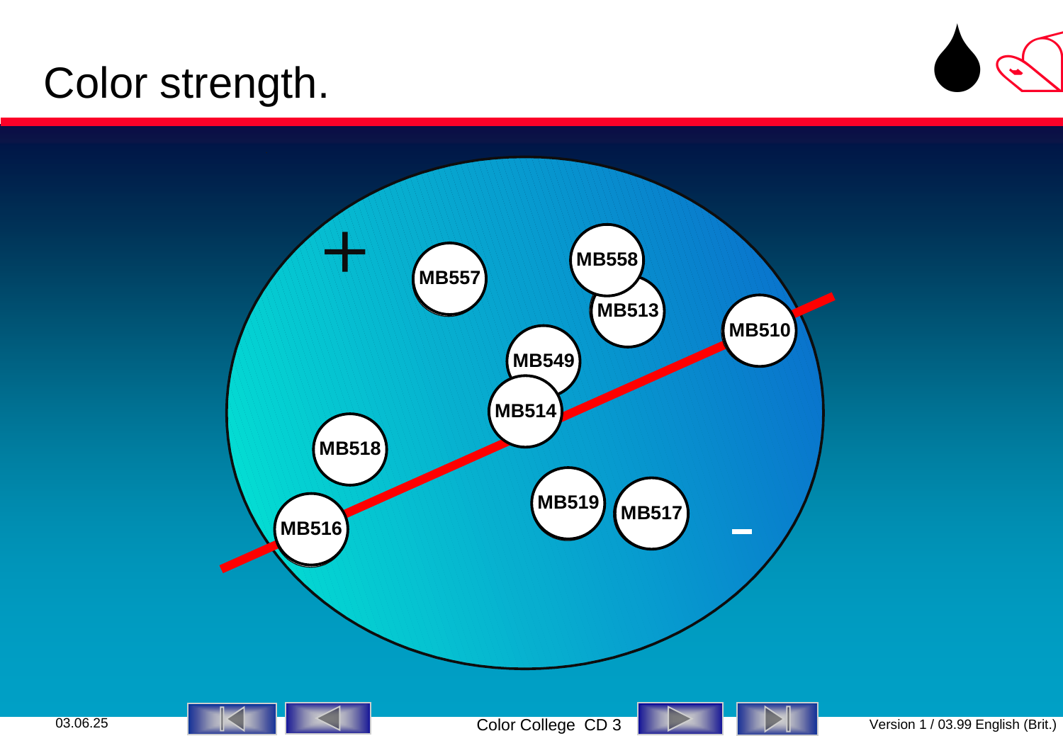# Color strength.

+

MB557

MB558

MB513

MB510

MB549

MB514

MB518

MB516

MB519

MB517

–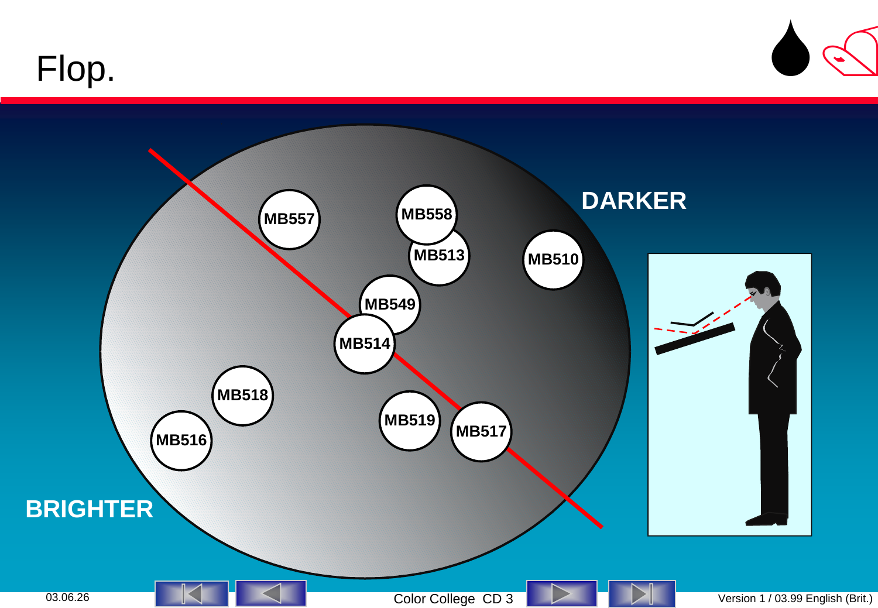# Flop.

DARKER

MB557

MB558

MB513

MB510

MB549

MB514

MB518

MB519

MB517

MB516

BRIGHTER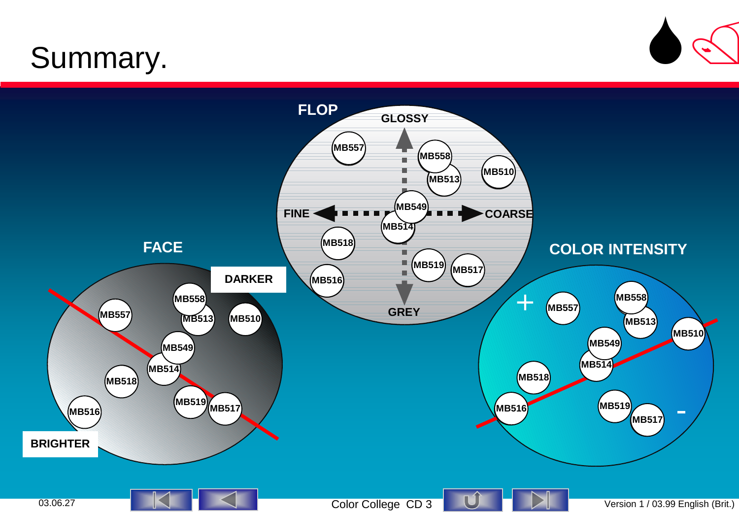# Summary.

FLOP

GLOSSY

FINE

COARSE

GREY

MB557
MB558
MB513
MB510
MB549
MB514
MB518
MB519
MB517
MB516

FACE

DARKER

BRIGHTER

MB557
MB558
MB513
MB510
MB549
MB514
MB518
MB519
MB517
MB516

COLOR INTENSITY

+

-

MB557
MB558
MB513
MB510
MB549
MB514
MB518
MB519
MB517
MB516

03.06.27

Color College CD 3

Version 1 / 03.99 English (Brit.)